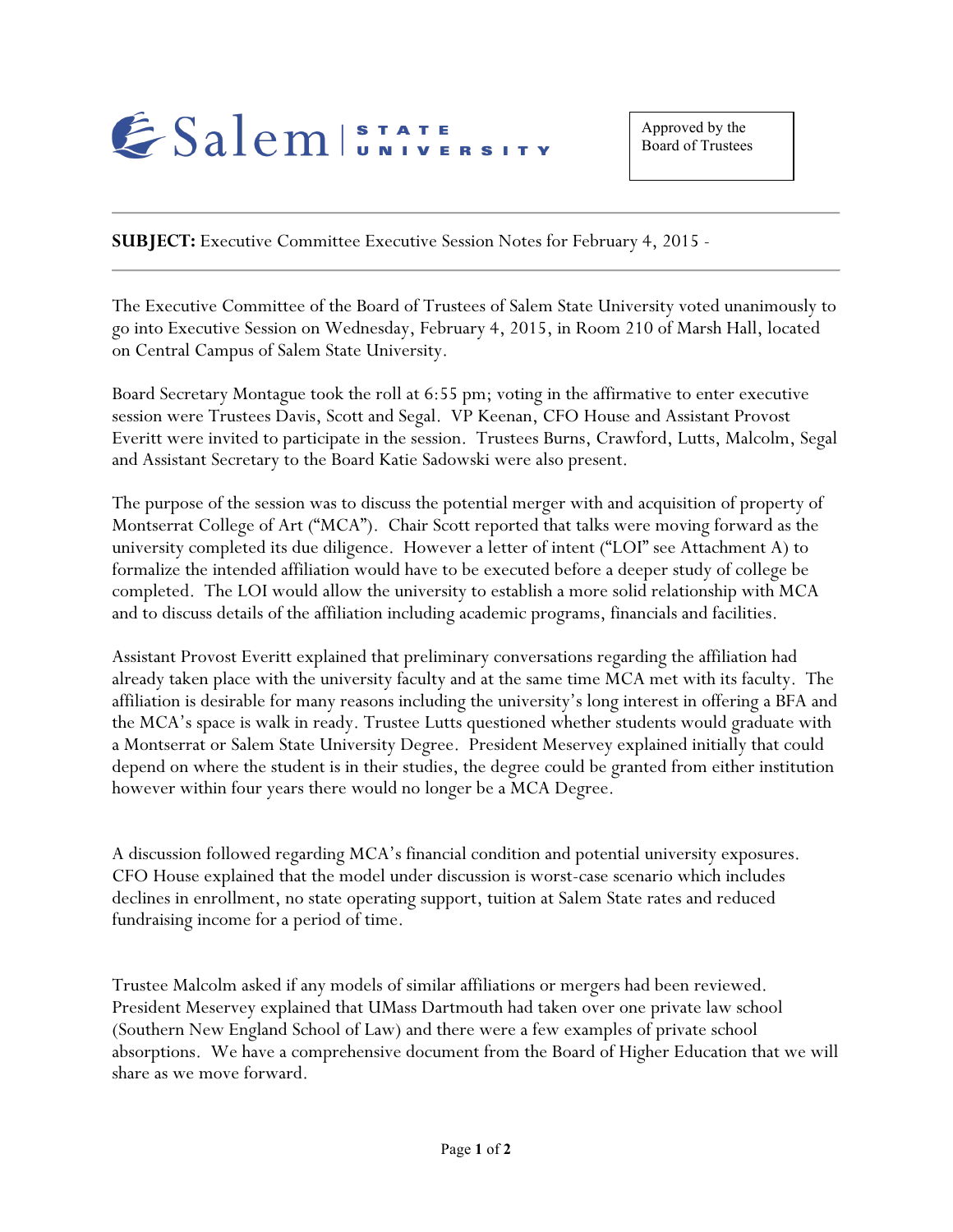Salem STATE UNIVERSITY

Approved by the Board of Trustees

**SUBJECT:** Executive Committee Executive Session Notes for February 4, 2015 -

The Executive Committee of the Board of Trustees of Salem State University voted unanimously to go into Executive Session on Wednesday, February 4, 2015, in Room 210 of Marsh Hall, located on Central Campus of Salem State University.

Board Secretary Montague took the roll at 6:55 pm; voting in the affirmative to enter executive session were Trustees Davis, Scott and Segal. VP Keenan, CFO House and Assistant Provost Everitt were invited to participate in the session. Trustees Burns, Crawford, Lutts, Malcolm, Segal and Assistant Secretary to the Board Katie Sadowski were also present.

The purpose of the session was to discuss the potential merger with and acquisition of property of Montserrat College of Art ("MCA"). Chair Scott reported that talks were moving forward as the university completed its due diligence. However a letter of intent ("LOI" see Attachment A) to formalize the intended affiliation would have to be executed before a deeper study of college be completed. The LOI would allow the university to establish a more solid relationship with MCA and to discuss details of the affiliation including academic programs, financials and facilities.

Assistant Provost Everitt explained that preliminary conversations regarding the affiliation had already taken place with the university faculty and at the same time MCA met with its faculty. The affiliation is desirable for many reasons including the university's long interest in offering a BFA and the MCA's space is walk in ready. Trustee Lutts questioned whether students would graduate with a Montserrat or Salem State University Degree. President Meservey explained initially that could depend on where the student is in their studies, the degree could be granted from either institution however within four years there would no longer be a MCA Degree.

A discussion followed regarding MCA's financial condition and potential university exposures. CFO House explained that the model under discussion is worst-case scenario which includes declines in enrollment, no state operating support, tuition at Salem State rates and reduced fundraising income for a period of time.

Trustee Malcolm asked if any models of similar affiliations or mergers had been reviewed. President Meservey explained that UMass Dartmouth had taken over one private law school (Southern New England School of Law) and there were a few examples of private school absorptions. We have a comprehensive document from the Board of Higher Education that we will share as we move forward.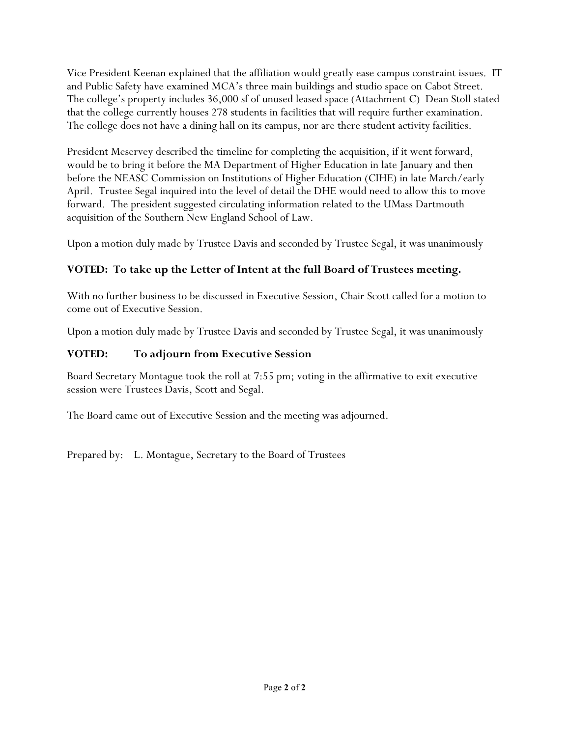Vice President Keenan explained that the affiliation would greatly ease campus constraint issues. IT and Public Safety have examined MCA's three main buildings and studio space on Cabot Street. The college's property includes 36,000 sf of unused leased space (Attachment C) Dean Stoll stated that the college currently houses 278 students in facilities that will require further examination. The college does not have a dining hall on its campus, nor are there student activity facilities.

President Meservey described the timeline for completing the acquisition, if it went forward, would be to bring it before the MA Department of Higher Education in late January and then before the NEASC Commission on Institutions of Higher Education (CIHE) in late March/early April. Trustee Segal inquired into the level of detail the DHE would need to allow this to move forward. The president suggested circulating information related to the UMass Dartmouth acquisition of the Southern New England School of Law.

Upon a motion duly made by Trustee Davis and seconded by Trustee Segal, it was unanimously

**VOTED: To take up the Letter of Intent at the full Board of Trustees meeting.**

With no further business to be discussed in Executive Session, Chair Scott called for a motion to come out of Executive Session.

Upon a motion duly made by Trustee Davis and seconded by Trustee Segal, it was unanimously

**VOTED: To adjourn from Executive Session**

Board Secretary Montague took the roll at 7:55 pm; voting in the affirmative to exit executive session were Trustees Davis, Scott and Segal.

The Board came out of Executive Session and the meeting was adjourned.

Prepared by: L. Montague, Secretary to the Board of Trustees